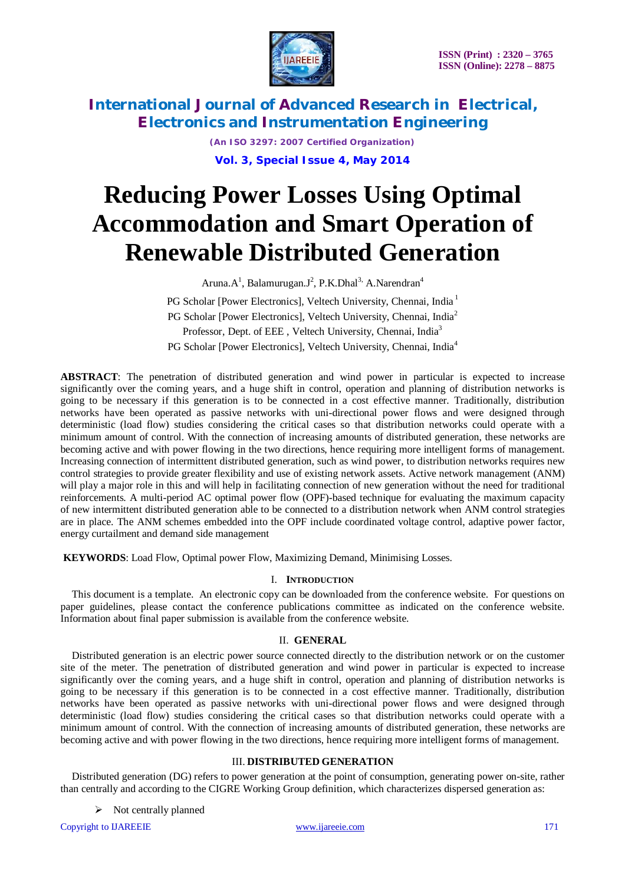# Reducing Power Losses Using Optimal Accommodation and Smart Operation of Renewable Distributed Generation

Aruna.A[1], Balamurugan.J[2], P.K.Dhal[3], A.Narendran[4]

PG Scholar [Power Electronics], Veltech University, Chennai, India [1]

PG Scholar [Power Electronics], Veltech University, Chennai, India[2]

Professor, Dept. of EEE , Veltech University, Chennai, India[3]

PG Scholar [Power Electronics], Veltech University, Chennai, India[4]

**ABSTRACT**: The penetration of distributed generation and wind power in particular is expected to increase significantly over the coming years, and a huge shift in control, operation and planning of distribution networks is going to be necessary if this generation is to be connected in a cost effective manner. Traditionally, distribution networks have been operated as passive networks with uni-directional power flows and were designed through deterministic (load flow) studies considering the critical cases so that distribution networks could operate with a minimum amount of control. With the connection of increasing amounts of distributed generation, these networks are becoming active and with power flowing in the two directions, hence requiring more intelligent forms of management. Increasing connection of intermittent distributed generation, such as wind power, to distribution networks requires new control strategies to provide greater flexibility and use of existing network assets. Active network management (ANM) will play a major role in this and will help in facilitating connection of new generation without the need for traditional reinforcements. A multi-period AC optimal power flow (OPF)-based technique for evaluating the maximum capacity of new intermittent distributed generation able to be connected to a distribution network when ANM control strategies are in place. The ANM schemes embedded into the OPF include coordinated voltage control, adaptive power factor, energy curtailment and demand side management

**KEYWORDS**: Load Flow, Optimal power Flow, Maximizing Demand, Minimising Losses.

## I. INTRODUCTION

This document is a template. An electronic copy can be downloaded from the conference website. For questions on paper guidelines, please contact the conference publications committee as indicated on the conference website. Information about final paper submission is available from the conference website.

## II. GENERAL

Distributed generation is an electric power source connected directly to the distribution network or on the customer site of the meter. The penetration of distributed generation and wind power in particular is expected to increase significantly over the coming years, and a huge shift in control, operation and planning of distribution networks is going to be necessary if this generation is to be connected in a cost effective manner. Traditionally, distribution networks have been operated as passive networks with uni-directional power flows and were designed through deterministic (load flow) studies considering the critical cases so that distribution networks could operate with a minimum amount of control. With the connection of increasing amounts of distributed generation, these networks are becoming active and with power flowing in the two directions, hence requiring more intelligent forms of management.

## III. DISTRIBUTED GENERATION

Distributed generation (DG) refers to power generation at the point of consumption, generating power on-site, rather than centrally and according to the CIGRE Working Group definition, which characterizes dispersed generation as:

- Not centrally planned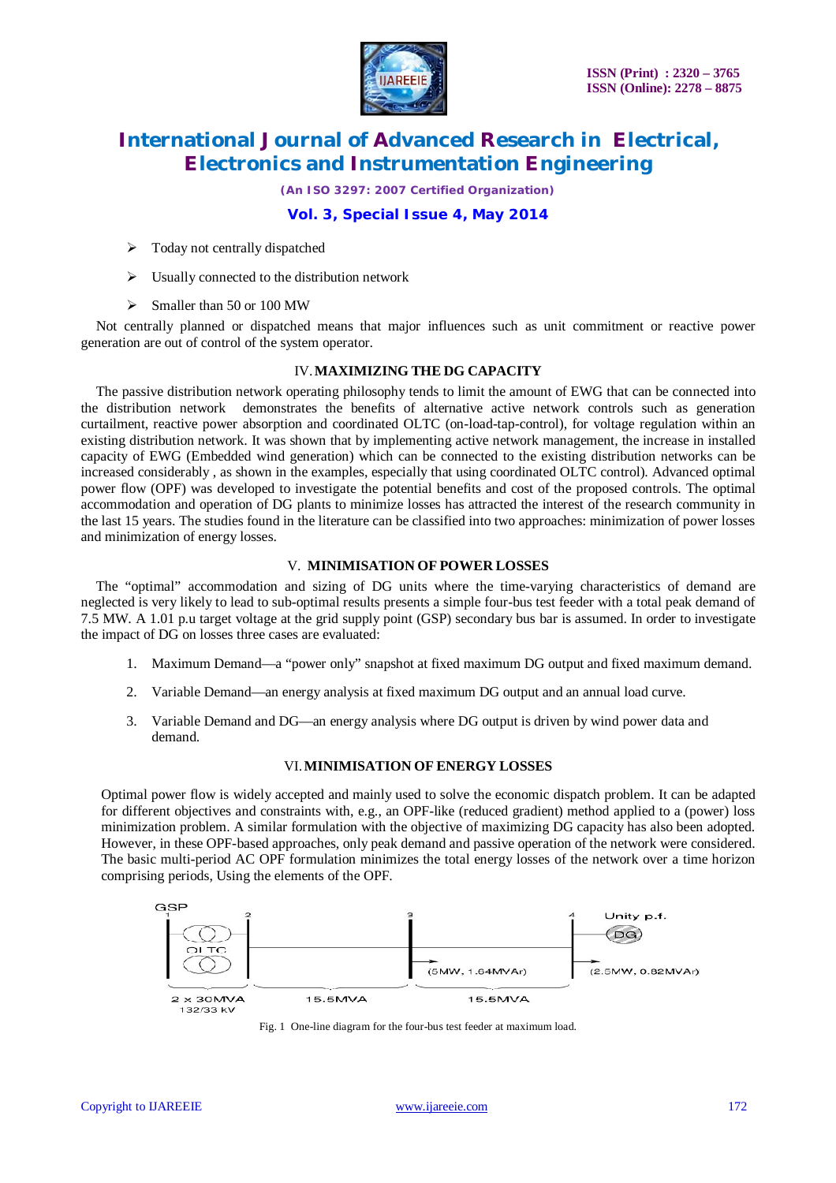- Today not centrally dispatched
- Usually connected to the distribution network
- Smaller than 50 or 100 MW

Not centrally planned or dispatched means that major influences such as unit commitment or reactive power generation are out of control of the system operator.

## IV. MAXIMIZING THE DG CAPACITY

The passive distribution network operating philosophy tends to limit the amount of EWG that can be connected into the distribution network demonstrates the benefits of alternative active network controls such as generation curtailment, reactive power absorption and coordinated OLTC (on-load-tap-control), for voltage regulation within an existing distribution network. It was shown that by implementing active network management, the increase in installed capacity of EWG (Embedded wind generation) which can be connected to the existing distribution networks can be increased considerably , as shown in the examples, especially that using coordinated OLTC control). Advanced optimal power flow (OPF) was developed to investigate the potential benefits and cost of the proposed controls. The optimal accommodation and operation of DG plants to minimize losses has attracted the interest of the research community in the last 15 years. The studies found in the literature can be classified into two approaches: minimization of power losses and minimization of energy losses.

## V. MINIMISATION OF POWER LOSSES

The "optimal" accommodation and sizing of DG units where the time-varying characteristics of demand are neglected is very likely to lead to sub-optimal results presents a simple four-bus test feeder with a total peak demand of 7.5 MW. A 1.01 p.u target voltage at the grid supply point (GSP) secondary bus bar is assumed. In order to investigate the impact of DG on losses three cases are evaluated:

1. Maximum Demand—a "power only" snapshot at fixed maximum DG output and fixed maximum demand.
2. Variable Demand—an energy analysis at fixed maximum DG output and an annual load curve.
3. Variable Demand and DG—an energy analysis where DG output is driven by wind power data and demand.

## VI. MINIMISATION OF ENERGY LOSSES

Optimal power flow is widely accepted and mainly used to solve the economic dispatch problem. It can be adapted for different objectives and constraints with, e.g., an OPF-like (reduced gradient) method applied to a (power) loss minimization problem. A similar formulation with the objective of maximizing DG capacity has also been adopted. However, in these OPF-based approaches, only peak demand and passive operation of the network were considered. The basic multi-period AC OPF formulation minimizes the total energy losses of the network over a time horizon comprising periods, Using the elements of the OPF.

GSP 1 | 2 | 3 | 4 | Unity p.f. DG | OLTC | (5MW, 1.64MVAr) | (2.5MW, 0.82MVAr) | 2 x 30MVA 132/33 kV | 15.5MVA | 15.5MVA

Fig. 1 One-line diagram for the four-bus test feeder at maximum load.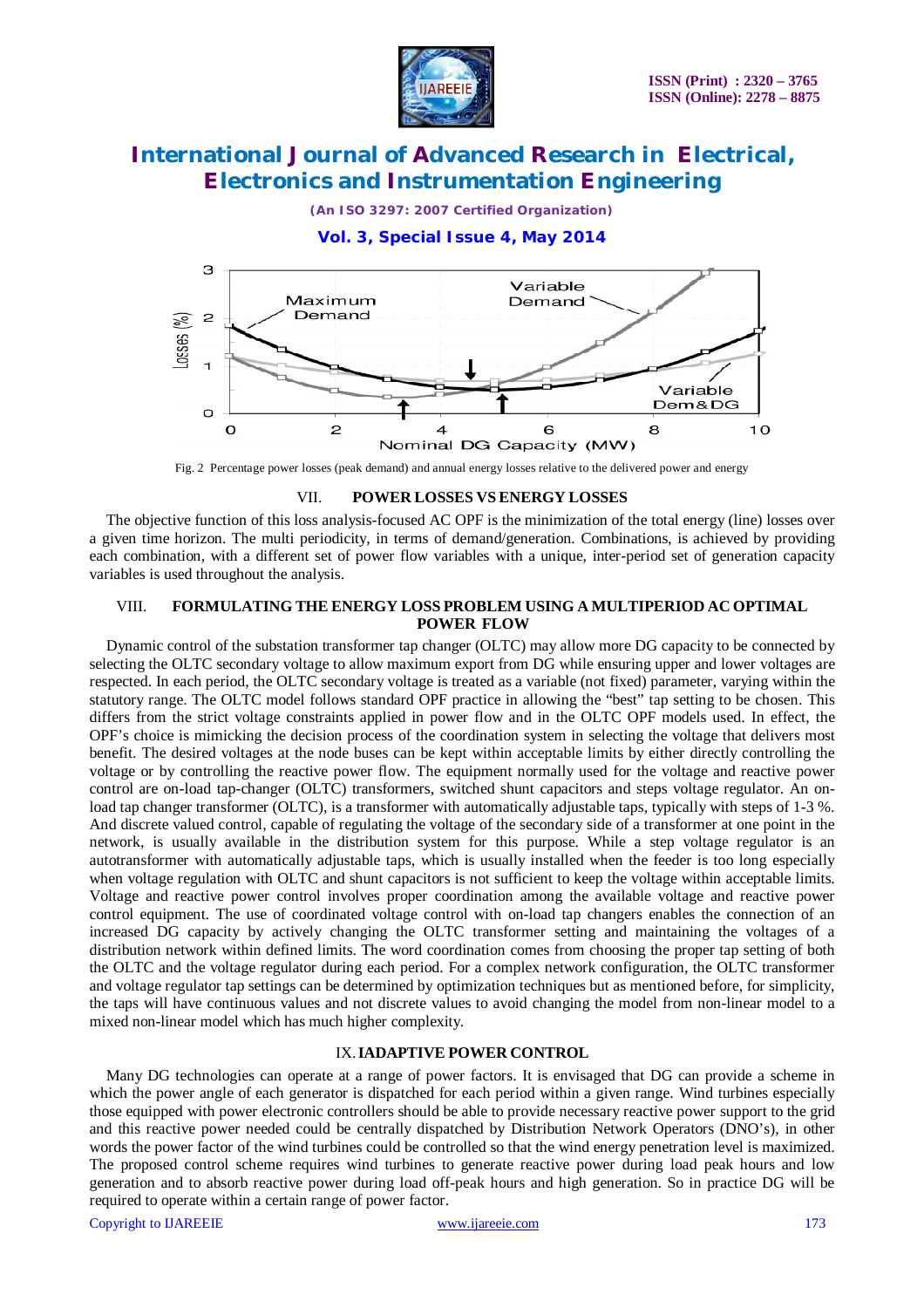Fig. 2 Percentage power losses (peak demand) and annual energy losses relative to the delivered power and energy

## VII. POWER LOSSES VS ENERGY LOSSES

The objective function of this loss analysis-focused AC OPF is the minimization of the total energy (line) losses over a given time horizon. The multi periodicity, in terms of demand/generation. Combinations, is achieved by providing each combination, with a different set of power flow variables with a unique, inter-period set of generation capacity variables is used throughout the analysis.

## VIII. FORMULATING THE ENERGY LOSS PROBLEM USING A MULTIPERIOD AC OPTIMAL POWER FLOW

Dynamic control of the substation transformer tap changer (OLTC) may allow more DG capacity to be connected by selecting the OLTC secondary voltage to allow maximum export from DG while ensuring upper and lower voltages are respected. In each period, the OLTC secondary voltage is treated as a variable (not fixed) parameter, varying within the statutory range. The OLTC model follows standard OPF practice in allowing the "best" tap setting to be chosen. This differs from the strict voltage constraints applied in power flow and in the OLTC OPF models used. In effect, the OPF's choice is mimicking the decision process of the coordination system in selecting the voltage that delivers most benefit. The desired voltages at the node buses can be kept within acceptable limits by either directly controlling the voltage or by controlling the reactive power flow. The equipment normally used for the voltage and reactive power control are on-load tap-changer (OLTC) transformers, switched shunt capacitors and steps voltage regulator. An on-load tap changer transformer (OLTC), is a transformer with automatically adjustable taps, typically with steps of 1-3 %. And discrete valued control, capable of regulating the voltage of the secondary side of a transformer at one point in the network, is usually available in the distribution system for this purpose. While a step voltage regulator is an autotransformer with automatically adjustable taps, which is usually installed when the feeder is too long especially when voltage regulation with OLTC and shunt capacitors is not sufficient to keep the voltage within acceptable limits. Voltage and reactive power control involves proper coordination among the available voltage and reactive power control equipment. The use of coordinated voltage control with on-load tap changers enables the connection of an increased DG capacity by actively changing the OLTC transformer setting and maintaining the voltages of a distribution network within defined limits. The word coordination comes from choosing the proper tap setting of both the OLTC and the voltage regulator during each period. For a complex network configuration, the OLTC transformer and voltage regulator tap settings can be determined by optimization techniques but as mentioned before, for simplicity, the taps will have continuous values and not discrete values to avoid changing the model from non-linear model to a mixed non-linear model which has much higher complexity.

## IX. IADAPTIVE POWER CONTROL

Many DG technologies can operate at a range of power factors. It is envisaged that DG can provide a scheme in which the power angle of each generator is dispatched for each period within a given range. Wind turbines especially those equipped with power electronic controllers should be able to provide necessary reactive power support to the grid and this reactive power needed could be centrally dispatched by Distribution Network Operators (DNO's), in other words the power factor of the wind turbines could be controlled so that the wind energy penetration level is maximized. The proposed control scheme requires wind turbines to generate reactive power during load peak hours and low generation and to absorb reactive power during load off-peak hours and high generation. So in practice DG will be required to operate within a certain range of power factor.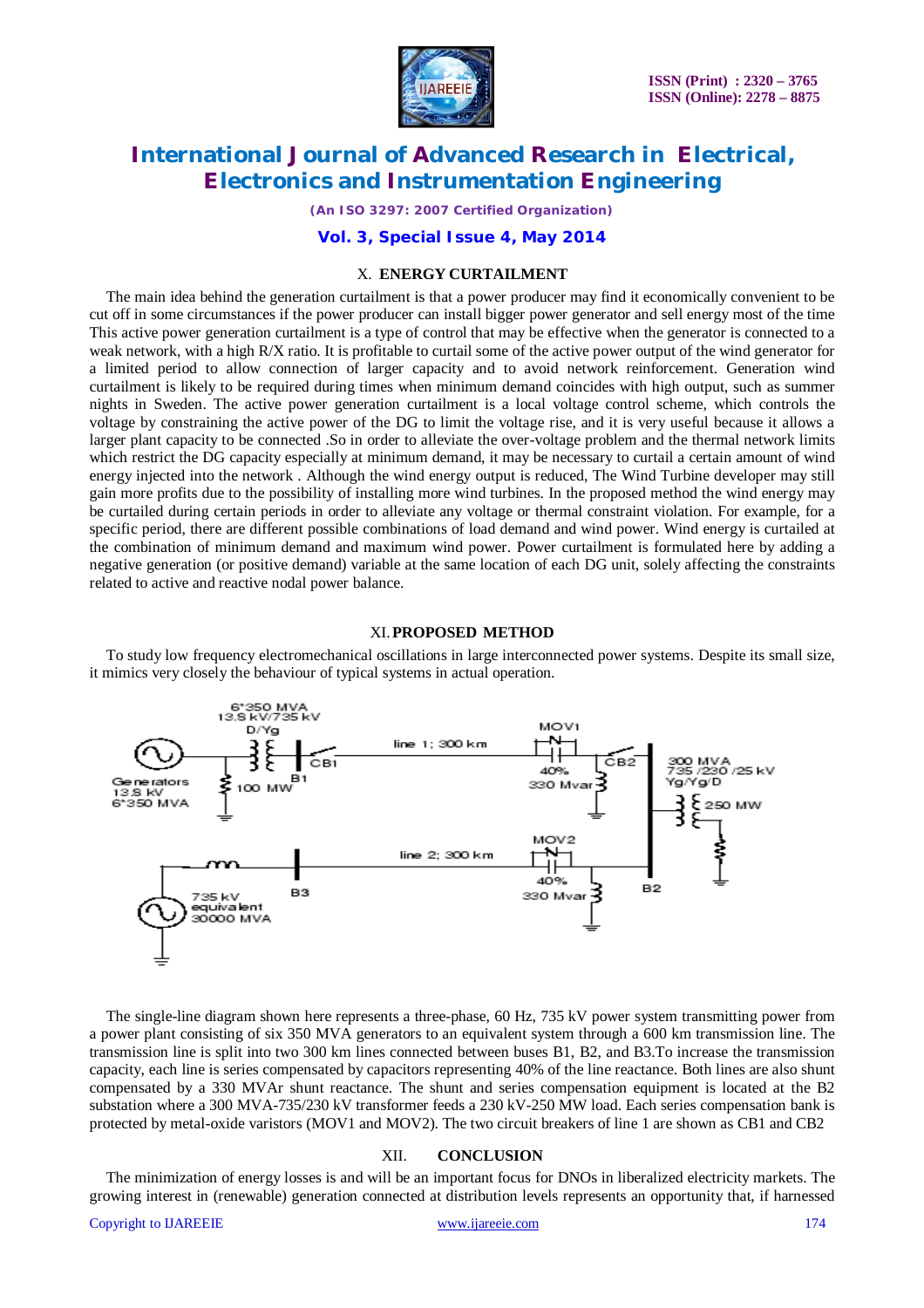## X. ENERGY CURTAILMENT

The main idea behind the generation curtailment is that a power producer may find it economically convenient to be cut off in some circumstances if the power producer can install bigger power generator and sell energy most of the time This active power generation curtailment is a type of control that may be effective when the generator is connected to a weak network, with a high R/X ratio. It is profitable to curtail some of the active power output of the wind generator for a limited period to allow connection of larger capacity and to avoid network reinforcement. Generation wind curtailment is likely to be required during times when minimum demand coincides with high output, such as summer nights in Sweden. The active power generation curtailment is a local voltage control scheme, which controls the voltage by constraining the active power of the DG to limit the voltage rise, and it is very useful because it allows a larger plant capacity to be connected .So in order to alleviate the over-voltage problem and the thermal network limits which restrict the DG capacity especially at minimum demand, it may be necessary to curtail a certain amount of wind energy injected into the network . Although the wind energy output is reduced, The Wind Turbine developer may still gain more profits due to the possibility of installing more wind turbines. In the proposed method the wind energy may be curtailed during certain periods in order to alleviate any voltage or thermal constraint violation. For example, for a specific period, there are different possible combinations of load demand and wind power. Wind energy is curtailed at the combination of minimum demand and maximum wind power. Power curtailment is formulated here by adding a negative generation (or positive demand) variable at the same location of each DG unit, solely affecting the constraints related to active and reactive nodal power balance.

## XI. PROPOSED METHOD

To study low frequency electromechanical oscillations in large interconnected power systems. Despite its small size, it mimics very closely the behaviour of typical systems in actual operation.

6*350 MVA 13.8 kV/735 kV D/Yg
Generators 13.8 kV 6*350 MVA
100 MW
B1
CB1
line 1; 300 km
MOV1
40%
330 Mvar
CB2
300 MVA 735 /230 /25 kV Yg/Yg/D
250 MW
line 2; 300 km
MOV2
40%
330 Mvar
B2
B3
735 kV equivalent 30000 MVA

The single-line diagram shown here represents a three-phase, 60 Hz, 735 kV power system transmitting power from a power plant consisting of six 350 MVA generators to an equivalent system through a 600 km transmission line. The transmission line is split into two 300 km lines connected between buses B1, B2, and B3.To increase the transmission capacity, each line is series compensated by capacitors representing 40% of the line reactance. Both lines are also shunt compensated by a 330 MVAr shunt reactance. The shunt and series compensation equipment is located at the B2 substation where a 300 MVA-735/230 kV transformer feeds a 230 kV-250 MW load. Each series compensation bank is protected by metal-oxide varistors (MOV1 and MOV2). The two circuit breakers of line 1 are shown as CB1 and CB2

## XII. CONCLUSION

The minimization of energy losses is and will be an important focus for DNOs in liberalized electricity markets. The growing interest in (renewable) generation connected at distribution levels represents an opportunity that, if harnessed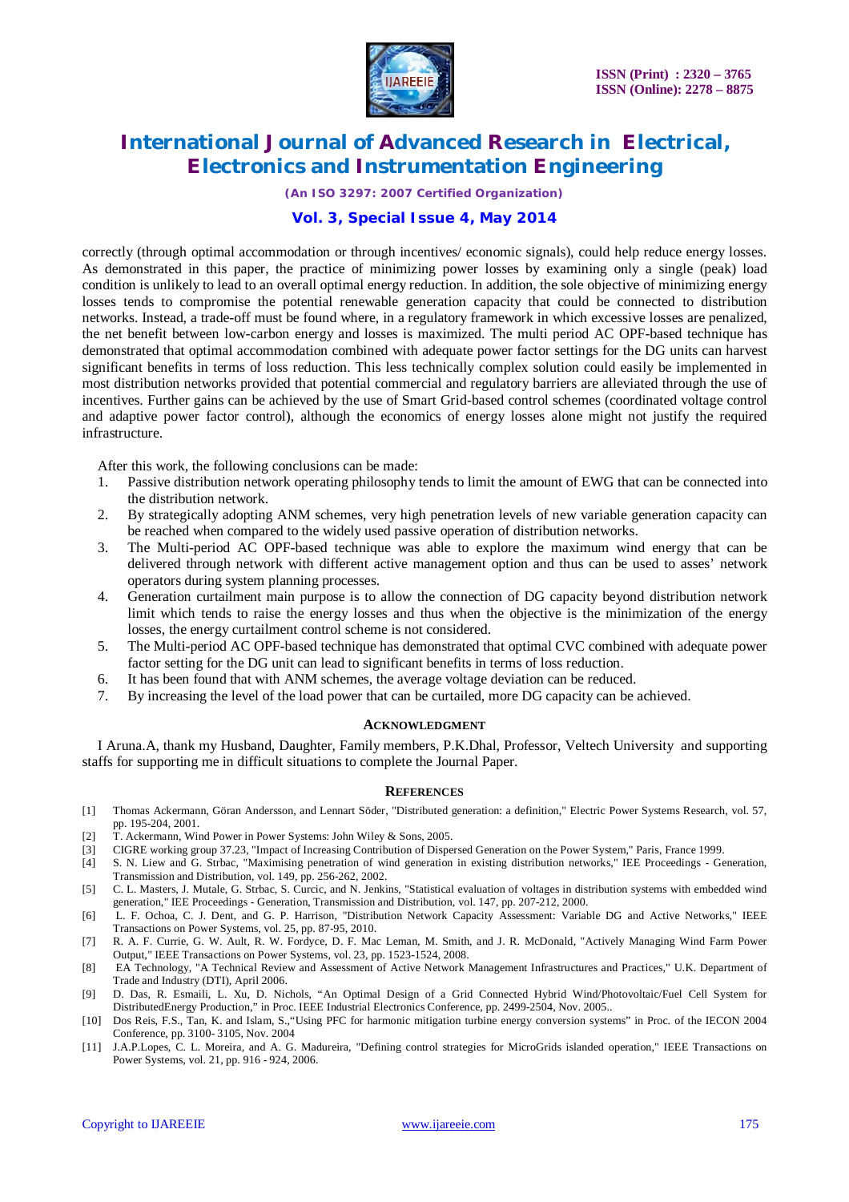correctly (through optimal accommodation or through incentives/ economic signals), could help reduce energy losses. As demonstrated in this paper, the practice of minimizing power losses by examining only a single (peak) load condition is unlikely to lead to an overall optimal energy reduction. In addition, the sole objective of minimizing energy losses tends to compromise the potential renewable generation capacity that could be connected to distribution networks. Instead, a trade-off must be found where, in a regulatory framework in which excessive losses are penalized, the net benefit between low-carbon energy and losses is maximized. The multi period AC OPF-based technique has demonstrated that optimal accommodation combined with adequate power factor settings for the DG units can harvest significant benefits in terms of loss reduction. This less technically complex solution could easily be implemented in most distribution networks provided that potential commercial and regulatory barriers are alleviated through the use of incentives. Further gains can be achieved by the use of Smart Grid-based control schemes (coordinated voltage control and adaptive power factor control), although the economics of energy losses alone might not justify the required infrastructure.

After this work, the following conclusions can be made:

1. Passive distribution network operating philosophy tends to limit the amount of EWG that can be connected into the distribution network.
2. By strategically adopting ANM schemes, very high penetration levels of new variable generation capacity can be reached when compared to the widely used passive operation of distribution networks.
3. The Multi-period AC OPF-based technique was able to explore the maximum wind energy that can be delivered through network with different active management option and thus can be used to asses' network operators during system planning processes.
4. Generation curtailment main purpose is to allow the connection of DG capacity beyond distribution network limit which tends to raise the energy losses and thus when the objective is the minimization of the energy losses, the energy curtailment control scheme is not considered.
5. The Multi-period AC OPF-based technique has demonstrated that optimal CVC combined with adequate power factor setting for the DG unit can lead to significant benefits in terms of loss reduction.
6. It has been found that with ANM schemes, the average voltage deviation can be reduced.
7. By increasing the level of the load power that can be curtailed, more DG capacity can be achieved.

## ACKNOWLEDGMENT

I Aruna.A, thank my Husband, Daughter, Family members, P.K.Dhal, Professor, Veltech University and supporting staffs for supporting me in difficult situations to complete the Journal Paper.

## REFERENCES

[1] Thomas Ackermann, Göran Andersson, and Lennart Söder, "Distributed generation: a definition," Electric Power Systems Research, vol. 57, pp. 195-204, 2001.

[2] T. Ackermann, Wind Power in Power Systems: John Wiley & Sons, 2005.

[3] CIGRE working group 37.23, "Impact of Increasing Contribution of Dispersed Generation on the Power System," Paris, France 1999.

[4] S. N. Liew and G. Strbac, "Maximising penetration of wind generation in existing distribution networks," IEE Proceedings - Generation, Transmission and Distribution, vol. 149, pp. 256-262, 2002.

[5] C. L. Masters, J. Mutale, G. Strbac, S. Curcic, and N. Jenkins, "Statistical evaluation of voltages in distribution systems with embedded wind generation," IEE Proceedings - Generation, Transmission and Distribution, vol. 147, pp. 207-212, 2000.

[6] L. F. Ochoa, C. J. Dent, and G. P. Harrison, "Distribution Network Capacity Assessment: Variable DG and Active Networks," IEEE Transactions on Power Systems, vol. 25, pp. 87-95, 2010.

[7] R. A. F. Currie, G. W. Ault, R. W. Fordyce, D. F. Mac Leman, M. Smith, and J. R. McDonald, "Actively Managing Wind Farm Power Output," IEEE Transactions on Power Systems, vol. 23, pp. 1523-1524, 2008.

[8] EA Technology, "A Technical Review and Assessment of Active Network Management Infrastructures and Practices," U.K. Department of Trade and Industry (DTI), April 2006.

[9] D. Das, R. Esmaili, L. Xu, D. Nichols, "An Optimal Design of a Grid Connected Hybrid Wind/Photovoltaic/Fuel Cell System for DistributedEnergy Production," in Proc. IEEE Industrial Electronics Conference, pp. 2499-2504, Nov. 2005..

[10] Dos Reis, F.S., Tan, K. and Islam, S.,"Using PFC for harmonic mitigation turbine energy conversion systems" in Proc. of the IECON 2004 Conference, pp. 3100- 3105, Nov. 2004

[11] J.A.P.Lopes, C. L. Moreira, and A. G. Madureira, "Defining control strategies for MicroGrids islanded operation," IEEE Transactions on Power Systems, vol. 21, pp. 916 - 924, 2006.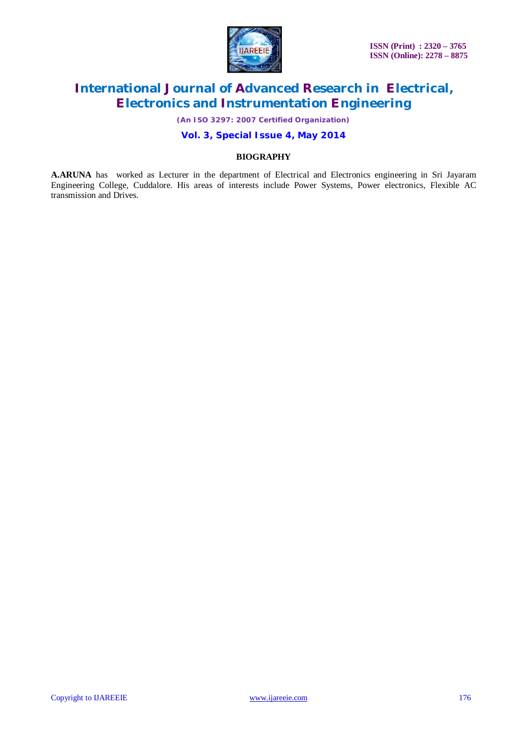## BIOGRAPHY

**A.ARUNA** has worked as Lecturer in the department of Electrical and Electronics engineering in Sri Jayaram Engineering College, Cuddalore. His areas of interests include Power Systems, Power electronics, Flexible AC transmission and Drives.